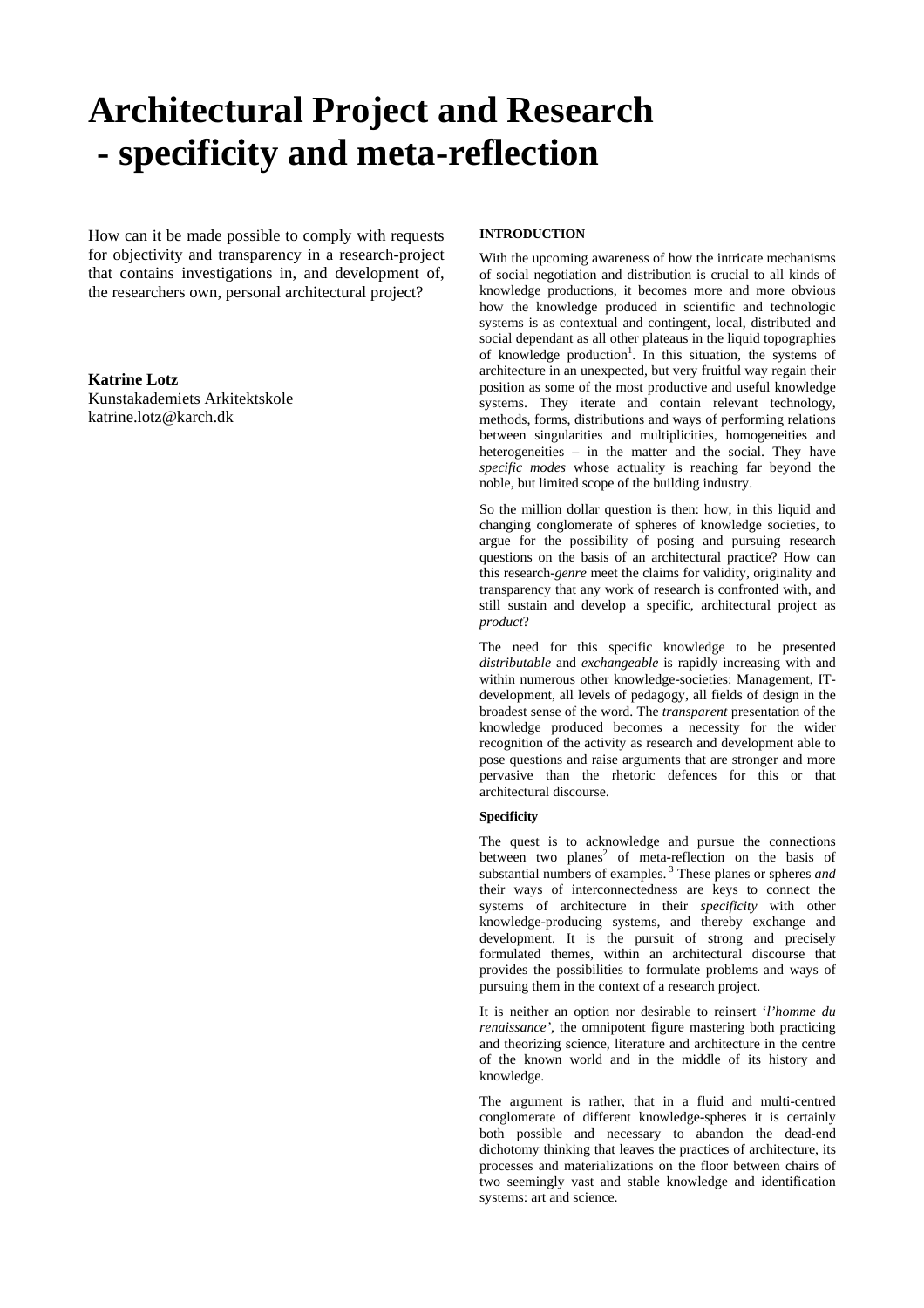# Architectural Project and Research - specificity and meta-reflection

How can it be made possible to comply with requests for objectivity and transparency in a research-project that contains investigations in, and development of, the researchers own, personal architectural project?

**Katrine Lotz**
Kunstakademiets Arkitektskole
katrine.lotz@karch.dk

## INTRODUCTION

With the upcoming awareness of how the intricate mechanisms of social negotiation and distribution is crucial to all kinds of knowledge productions, it becomes more and more obvious how the knowledge produced in scientific and technologic systems is as contextual and contingent, local, distributed and social dependant as all other plateaus in the liquid topographies of knowledge production[1]. In this situation, the systems of architecture in an unexpected, but very fruitful way regain their position as some of the most productive and useful knowledge systems. They iterate and contain relevant technology, methods, forms, distributions and ways of performing relations between singularities and multiplicities, homogeneities and heterogeneities – in the matter and the social. They have *specific modes* whose actuality is reaching far beyond the noble, but limited scope of the building industry.

So the million dollar question is then: how, in this liquid and changing conglomerate of spheres of knowledge societies, to argue for the possibility of posing and pursuing research questions on the basis of an architectural practice? How can this research-*genre* meet the claims for validity, originality and transparency that any work of research is confronted with, and still sustain and develop a specific, architectural project as *product*?

The need for this specific knowledge to be presented *distributable* and *exchangeable* is rapidly increasing with and within numerous other knowledge-societies: Management, IT-development, all levels of pedagogy, all fields of design in the broadest sense of the word. The *transparent* presentation of the knowledge produced becomes a necessity for the wider recognition of the activity as research and development able to pose questions and raise arguments that are stronger and more pervasive than the rhetoric defences for this or that architectural discourse.

### Specificity

The quest is to acknowledge and pursue the connections between two planes[2] of meta-reflection on the basis of substantial numbers of examples.[3] These planes or spheres *and* their ways of interconnectedness are keys to connect the systems of architecture in their *specificity* with other knowledge-producing systems, and thereby exchange and development. It is the pursuit of strong and precisely formulated themes, within an architectural discourse that provides the possibilities to formulate problems and ways of pursuing them in the context of a research project.

It is neither an option nor desirable to reinsert '*l'homme du renaissance'*, the omnipotent figure mastering both practicing and theorizing science, literature and architecture in the centre of the known world and in the middle of its history and knowledge.

The argument is rather, that in a fluid and multi-centred conglomerate of different knowledge-spheres it is certainly both possible and necessary to abandon the dead-end dichotomy thinking that leaves the practices of architecture, its processes and materializations on the floor between chairs of two seemingly vast and stable knowledge and identification systems: art and science.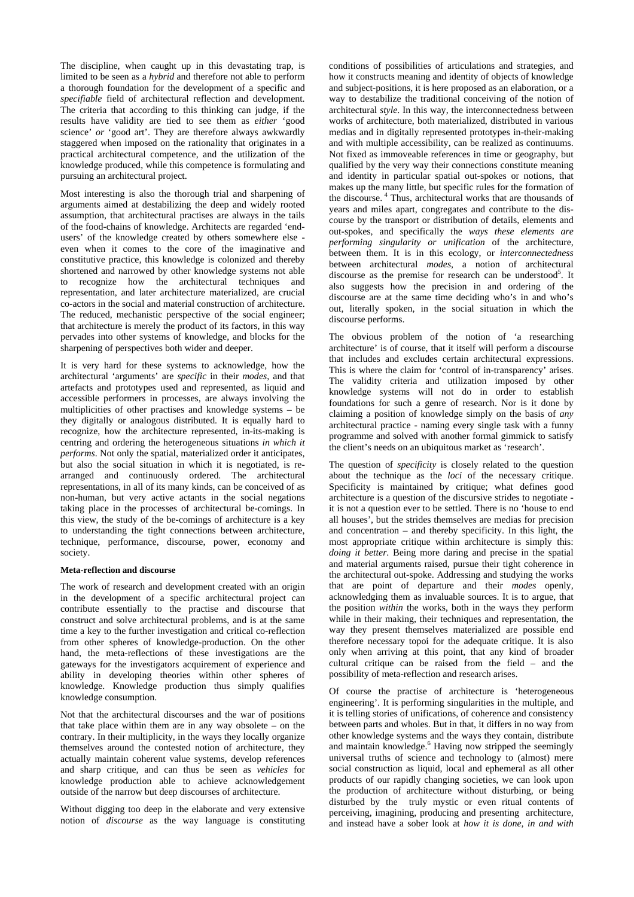The discipline, when caught up in this devastating trap, is limited to be seen as a *hybrid* and therefore not able to perform a thorough foundation for the development of a specific and *specifiable* field of architectural reflection and development. The criteria that according to this thinking can judge, if the results have validity are tied to see them as *either* 'good science' *or* 'good art'. They are therefore always awkwardly staggered when imposed on the rationality that originates in a practical architectural competence, and the utilization of the knowledge produced, while this competence is formulating and pursuing an architectural project.

Most interesting is also the thorough trial and sharpening of arguments aimed at destabilizing the deep and widely rooted assumption, that architectural practises are always in the tails of the food-chains of knowledge. Architects are regarded 'end-users' of the knowledge created by others somewhere else - even when it comes to the core of the imaginative and constitutive practice, this knowledge is colonized and thereby shortened and narrowed by other knowledge systems not able to recognize how the architectural techniques and representation, and later architecture materialized, are crucial co-actors in the social and material construction of architecture. The reduced, mechanistic perspective of the social engineer; that architecture is merely the product of its factors, in this way pervades into other systems of knowledge, and blocks for the sharpening of perspectives both wider and deeper.

It is very hard for these systems to acknowledge, how the architectural 'arguments' are *specific* in their *modes*, and that artefacts and prototypes used and represented, as liquid and accessible performers in processes, are always involving the multiplicities of other practises and knowledge systems – be they digitally or analogous distributed. It is equally hard to recognize, how the architecture represented, in-its-making is centring and ordering the heterogeneous situations *in which it performs*. Not only the spatial, materialized order it anticipates, but also the social situation in which it is negotiated, is re-arranged and continuously ordered. The architectural representations, in all of its many kinds, can be conceived of as non-human, but very active actants in the social negations taking place in the processes of architectural be-comings. In this view, the study of the be-comings of architecture is a key to understanding the tight connections between architecture, technique, performance, discourse, power, economy and society.

**Meta-reflection and discourse**

The work of research and development created with an origin in the development of a specific architectural project can contribute essentially to the practise and discourse that construct and solve architectural problems, and is at the same time a key to the further investigation and critical co-reflection from other spheres of knowledge-production. On the other hand, the meta-reflections of these investigations are the gateways for the investigators acquirement of experience and ability in developing theories within other spheres of knowledge. Knowledge production thus simply qualifies knowledge consumption.

Not that the architectural discourses and the war of positions that take place within them are in any way obsolete – on the contrary. In their multiplicity, in the ways they locally organize themselves around the contested notion of architecture, they actually maintain coherent value systems, develop references and sharp critique, and can thus be seen as *vehicles* for knowledge production able to achieve acknowledgement outside of the narrow but deep discourses of architecture.

Without digging too deep in the elaborate and very extensive notion of *discourse* as the way language is constituting conditions of possibilities of articulations and strategies, and how it constructs meaning and identity of objects of knowledge and subject-positions, it is here proposed as an elaboration, or a way to destabilize the traditional conceiving of the notion of architectural *style*. In this way, the interconnectedness between works of architecture, both materialized, distributed in various medias and in digitally represented prototypes in-their-making and with multiple accessibility, can be realized as continuums. Not fixed as immoveable references in time or geography, but qualified by the very way their connections constitute meaning and identity in particular spatial out-spokes or notions, that makes up the many little, but specific rules for the formation of the discourse. [4] Thus, architectural works that are thousands of years and miles apart, congregates and contribute to the discourse by the transport or distribution of details, elements and out-spokes, and specifically the *ways these elements are performing singularity or unification* of the architecture, between them. It is in this ecology, or *interconnectedness* between architectural *modes*, a notion of architectural discourse as the premise for research can be understood[5]. It also suggests how the precision in and ordering of the discourse are at the same time deciding who's in and who's out, literally spoken, in the social situation in which the discourse performs.

The obvious problem of the notion of 'a researching architecture' is of course, that it itself will perform a discourse that includes and excludes certain architectural expressions. This is where the claim for 'control of in-transparency' arises. The validity criteria and utilization imposed by other knowledge systems will not do in order to establish foundations for such a genre of research. Nor is it done by claiming a position of knowledge simply on the basis of *any* architectural practice - naming every single task with a funny programme and solved with another formal gimmick to satisfy the client's needs on an ubiquitous market as 'research'.

The question of *specificity* is closely related to the question about the technique as the *loci* of the necessary critique. Specificity is maintained by critique; what defines good architecture is a question of the discursive strides to negotiate - it is not a question ever to be settled. There is no 'house to end all houses', but the strides themselves are medias for precision and concentration – and thereby specificity. In this light, the most appropriate critique within architecture is simply this: *doing it better*. Being more daring and precise in the spatial and material arguments raised, pursue their tight coherence in the architectural out-spoke. Addressing and studying the works that are point of departure and their *modes* openly, acknowledging them as invaluable sources. It is to argue, that the position *within* the works, both in the ways they perform while in their making, their techniques and representation, the way they present themselves materialized are possible end therefore necessary topoi for the adequate critique. It is also only when arriving at this point, that any kind of broader cultural critique can be raised from the field – and the possibility of meta-reflection and research arises.

Of course the practise of architecture is 'heterogeneous engineering'. It is performing singularities in the multiple, and it is telling stories of unifications, of coherence and consistency between parts and wholes. But in that, it differs in no way from other knowledge systems and the ways they contain, distribute and maintain knowledge.[6] Having now stripped the seemingly universal truths of science and technology to (almost) mere social construction as liquid, local and ephemeral as all other products of our rapidly changing societies, we can look upon the production of architecture without disturbing, or being disturbed by the truly mystic or even ritual contents of perceiving, imagining, producing and presenting architecture, and instead have a sober look at *how it is done, in and with*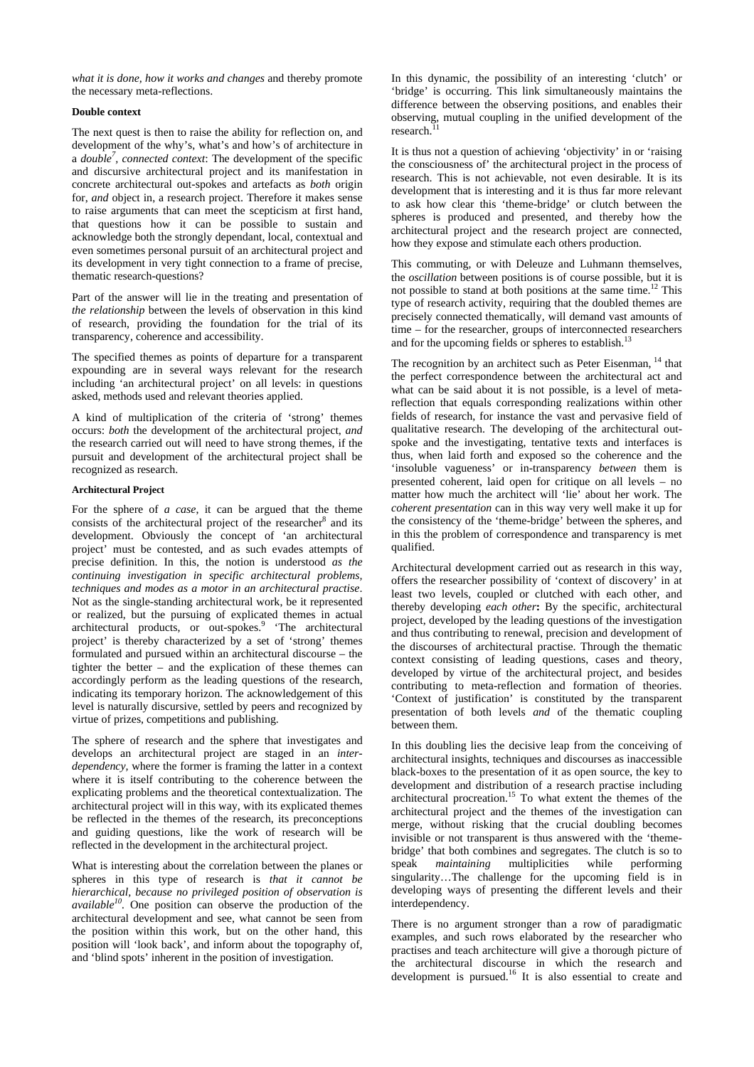*what it is done, how it works and changes* and thereby promote the necessary meta-reflections.

**Double context**

The next quest is then to raise the ability for reflection on, and development of the why's, what's and how's of architecture in a *double*[7], *connected context*: The development of the specific and discursive architectural project and its manifestation in concrete architectural out-spokes and artefacts as *both* origin for, *and* object in, a research project. Therefore it makes sense to raise arguments that can meet the scepticism at first hand, that questions how it can be possible to sustain and acknowledge both the strongly dependant, local, contextual and even sometimes personal pursuit of an architectural project and its development in very tight connection to a frame of precise, thematic research-questions?

Part of the answer will lie in the treating and presentation of *the relationship* between the levels of observation in this kind of research, providing the foundation for the trial of its transparency, coherence and accessibility.

The specified themes as points of departure for a transparent expounding are in several ways relevant for the research including 'an architectural project' on all levels: in questions asked, methods used and relevant theories applied.

A kind of multiplication of the criteria of 'strong' themes occurs: *both* the development of the architectural project, *and* the research carried out will need to have strong themes, if the pursuit and development of the architectural project shall be recognized as research.

**Architectural Project**

For the sphere of *a case*, it can be argued that the theme consists of the architectural project of the researcher[8] and its development. Obviously the concept of 'an architectural project' must be contested, and as such evades attempts of precise definition. In this, the notion is understood *as the continuing investigation in specific architectural problems, techniques and modes as a motor in an architectural practise*. Not as the single-standing architectural work, be it represented or realized, but the pursuing of explicated themes in actual architectural products, or out-spokes.[9] 'The architectural project' is thereby characterized by a set of 'strong' themes formulated and pursued within an architectural discourse – the tighter the better – and the explication of these themes can accordingly perform as the leading questions of the research, indicating its temporary horizon. The acknowledgement of this level is naturally discursive, settled by peers and recognized by virtue of prizes, competitions and publishing.

The sphere of research and the sphere that investigates and develops an architectural project are staged in an *inter-dependency*, where the former is framing the latter in a context where it is itself contributing to the coherence between the explicating problems and the theoretical contextualization. The architectural project will in this way, with its explicated themes be reflected in the themes of the research, its preconceptions and guiding questions, like the work of research will be reflected in the development in the architectural project.

What is interesting about the correlation between the planes or spheres in this type of research is *that it cannot be hierarchical, because no privileged position of observation is available*[10]. One position can observe the production of the architectural development and see, what cannot be seen from the position within this work, but on the other hand, this position will 'look back', and inform about the topography of, and 'blind spots' inherent in the position of investigation.

In this dynamic, the possibility of an interesting 'clutch' or 'bridge' is occurring. This link simultaneously maintains the difference between the observing positions, and enables their observing, mutual coupling in the unified development of the research.[11]

It is thus not a question of achieving 'objectivity' in or 'raising the consciousness of' the architectural project in the process of research. This is not achievable, not even desirable. It is its development that is interesting and it is thus far more relevant to ask how clear this 'theme-bridge' or clutch between the spheres is produced and presented, and thereby how the architectural project and the research project are connected, how they expose and stimulate each others production.

This commuting, or with Deleuze and Luhmann themselves, the *oscillation* between positions is of course possible, but it is not possible to stand at both positions at the same time.[12] This type of research activity, requiring that the doubled themes are precisely connected thematically, will demand vast amounts of time – for the researcher, groups of interconnected researchers and for the upcoming fields or spheres to establish.[13]

The recognition by an architect such as Peter Eisenman, [14] that the perfect correspondence between the architectural act and what can be said about it is not possible, is a level of meta-reflection that equals corresponding realizations within other fields of research, for instance the vast and pervasive field of qualitative research. The developing of the architectural out-spoke and the investigating, tentative texts and interfaces is thus, when laid forth and exposed so the coherence and the 'insoluble vagueness' or in-transparency *between* them is presented coherent, laid open for critique on all levels – no matter how much the architect will 'lie' about her work. The *coherent presentation* can in this way very well make it up for the consistency of the 'theme-bridge' between the spheres, and in this the problem of correspondence and transparency is met qualified.

Architectural development carried out as research in this way, offers the researcher possibility of 'context of discovery' in at least two levels, coupled or clutched with each other, and thereby developing *each other***:** By the specific, architectural project, developed by the leading questions of the investigation and thus contributing to renewal, precision and development of the discourses of architectural practise. Through the thematic context consisting of leading questions, cases and theory, developed by virtue of the architectural project, and besides contributing to meta-reflection and formation of theories. 'Context of justification' is constituted by the transparent presentation of both levels *and* of the thematic coupling between them.

In this doubling lies the decisive leap from the conceiving of architectural insights, techniques and discourses as inaccessible black-boxes to the presentation of it as open source, the key to development and distribution of a research practise including architectural procreation.[15] To what extent the themes of the architectural project and the themes of the investigation can merge, without risking that the crucial doubling becomes invisible or not transparent is thus answered with the 'theme-bridge' that both combines and segregates. The clutch is so to speak *maintaining* multiplicities while performing singularity…The challenge for the upcoming field is in developing ways of presenting the different levels and their interdependency.

There is no argument stronger than a row of paradigmatic examples, and such rows elaborated by the researcher who practises and teach architecture will give a thorough picture of the architectural discourse in which the research and development is pursued.[16] It is also essential to create and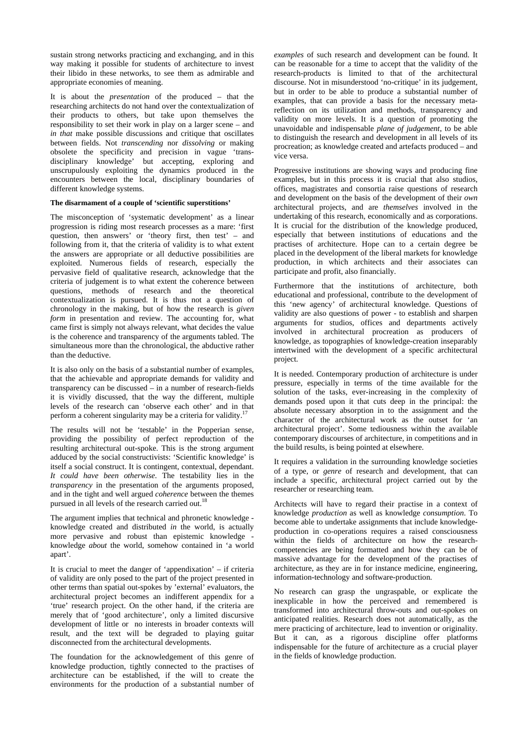sustain strong networks practicing and exchanging, and in this way making it possible for students of architecture to invest their libido in these networks, to see them as admirable and appropriate economies of meaning.

It is about the *presentation* of the produced – that the researching architects do not hand over the contextualization of their products to others, but take upon themselves the responsibility to set their work in play on a larger scene – and *in that* make possible discussions and critique that oscillates between fields. Not *transcending* nor *dissolving* or making obsolete the specificity and precision in vague 'trans-disciplinary knowledge' but accepting, exploring and unscrupulously exploiting the dynamics produced in the encounters between the local, disciplinary boundaries of different knowledge systems.

**The disarmament of a couple of 'scientific superstitions'**

The misconception of 'systematic development' as a linear progression is riding most research processes as a mare: 'first question, then answers' or 'theory first, then test' – and following from it, that the criteria of validity is to what extent the answers are appropriate or all deductive possibilities are exploited. Numerous fields of research, especially the pervasive field of qualitative research, acknowledge that the criteria of judgement is to what extent the coherence between questions, methods of research and the theoretical contextualization is pursued. It is thus not a question of chronology in the making, but of how the research is *given form* in presentation and review. The accounting for, what came first is simply not always relevant, what decides the value is the coherence and transparency of the arguments tabled. The simultaneous more than the chronological, the abductive rather than the deductive.

It is also only on the basis of a substantial number of examples, that the achievable and appropriate demands for validity and transparency can be discussed – in a number of research-fields it is vividly discussed, that the way the different, multiple levels of the research can 'observe each other' and in that perform a coherent singularity may be a criteria for validity.[17]

The results will not be 'testable' in the Popperian sense, providing the possibility of perfect reproduction of the resulting architectural out-spoke. This is the strong argument adduced by the social constructivists: 'Scientific knowledge' is itself a social construct. It is contingent, contextual, dependant. *It could have been otherwise*. The testability lies in the *transparency* in the presentation of the arguments proposed, and in the tight and well argued *coherence* between the themes pursued in all levels of the research carried out.[18]

The argument implies that technical and phronetic knowledge - knowledge created and distributed *in* the world, is actually more pervasive and robust than epistemic knowledge - knowledge *about* the world, somehow contained in 'a world apart'.

It is crucial to meet the danger of 'appendixation' – if criteria of validity are only posed to the part of the project presented in other terms than spatial out-spokes by 'external' evaluators, the architectural project becomes an indifferent appendix for a 'true' research project. On the other hand, if the criteria are merely that of 'good architecture', only a limited discursive development of little or no interests in broader contexts will result, and the text will be degraded to playing guitar disconnected from the architectural developments.

The foundation for the acknowledgement of this genre of knowledge production, tightly connected to the practises of architecture can be established, if the will to create the environments for the production of a substantial number of *examples* of such research and development can be found. It can be reasonable for a time to accept that the validity of the research-products is limited to that of the architectural discourse. Not in misunderstood 'no-critique' in its judgement, but in order to be able to produce a substantial number of examples, that can provide a basis for the necessary meta-reflection on its utilization and methods, transparency and validity on more levels. It is a question of promoting the unavoidable and indispensable *plane of judgement*, to be able to distinguish the research and development in all levels of its procreation; as knowledge created and artefacts produced – and vice versa.

Progressive institutions are showing ways and producing fine examples, but in this process it is crucial that also studios, offices, magistrates and consortia raise questions of research and development on the basis of the development of their *own* architectural projects, and are *themselves* involved in the undertaking of this research, economically and as corporations. It is crucial for the distribution of the knowledge produced, especially that between institutions of educations and the practises of architecture. Hope can to a certain degree be placed in the development of the liberal markets for knowledge production, in which architects and their associates can participate and profit, also financially.

Furthermore that the institutions of architecture, both educational and professional, contribute to the development of this 'new agency' of architectural knowledge. Questions of validity are also questions of power - to establish and sharpen arguments for studios, offices and departments actively involved in architectural procreation as producers of knowledge, as topographies of knowledge-creation inseparably intertwined with the development of a specific architectural project.

It is needed. Contemporary production of architecture is under pressure, especially in terms of the time available for the solution of the tasks, ever-increasing in the complexity of demands posed upon it that cuts deep in the principal: the absolute necessary absorption in to the assignment and the character of the architectural work as the outset for 'an architectural project'. Some tediousness within the available contemporary discourses of architecture, in competitions and in the build results, is being pointed at elsewhere.

It requires a validation in the surrounding knowledge societies of a type, or *genre* of research and development, that can include a specific, architectural project carried out by the researcher or researching team.

Architects will have to regard their practise in a context of knowledge *production* as well as knowledge *consumption*. To become able to undertake assignments that include knowledge-production in co-operations requires a raised consciousness within the fields of architecture on how the research-competencies are being formatted and how they can be of massive advantage for the development of the practises of architecture, as they are in for instance medicine, engineering, information-technology and software-production.

No research can grasp the ungraspable, or explicate the inexplicable in how the perceived and remembered is transformed into architectural throw-outs and out-spokes on anticipated realities. Research does not automatically, as the mere practicing of architecture, lead to invention or originality. But it can, as a rigorous discipline offer platforms indispensable for the future of architecture as a crucial player in the fields of knowledge production.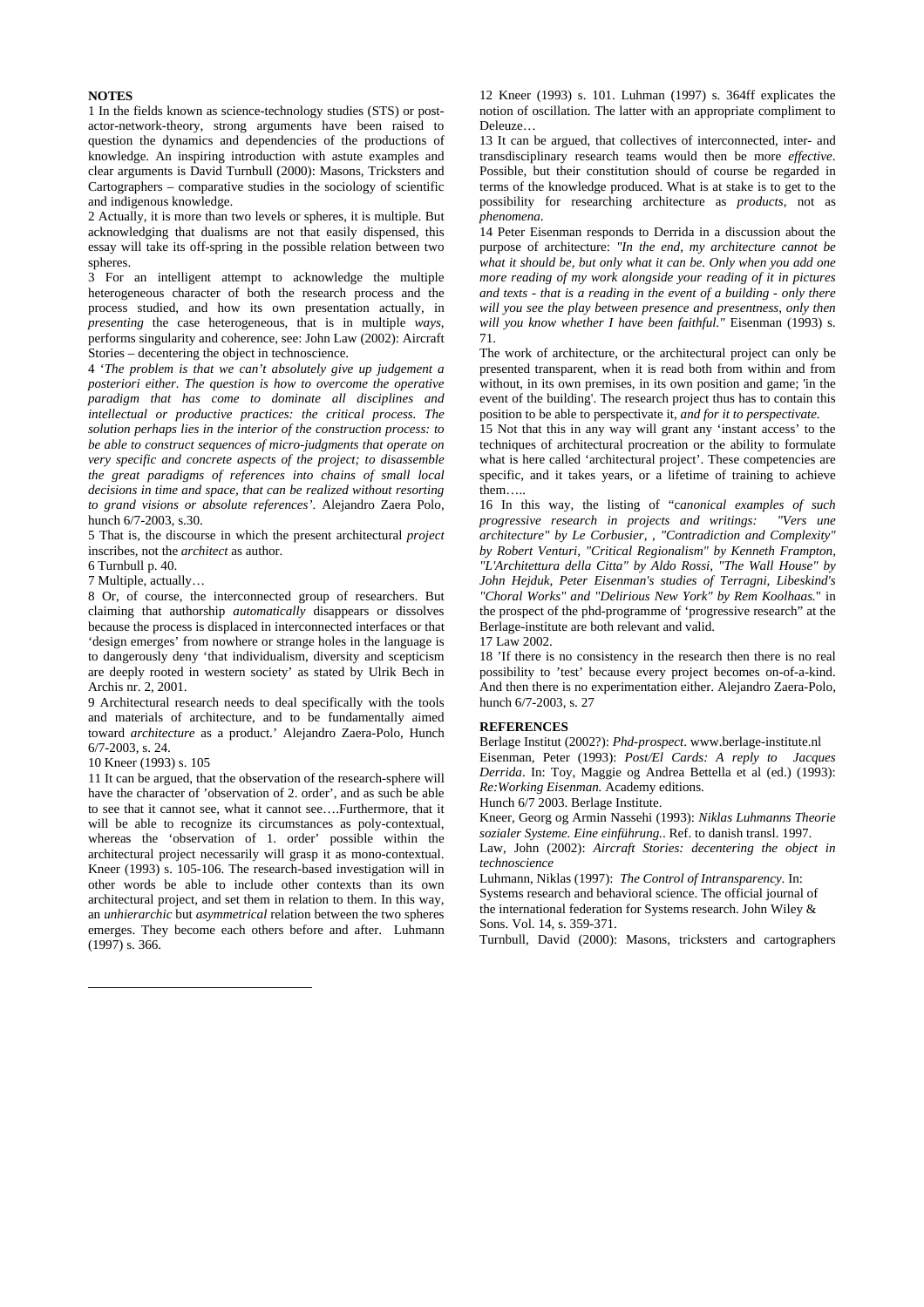**NOTES**

1 In the fields known as science-technology studies (STS) or post-actor-network-theory, strong arguments have been raised to question the dynamics and dependencies of the productions of knowledge. An inspiring introduction with astute examples and clear arguments is David Turnbull (2000): Masons, Tricksters and Cartographers – comparative studies in the sociology of scientific and indigenous knowledge.

2 Actually, it is more than two levels or spheres, it is multiple. But acknowledging that dualisms are not that easily dispensed, this essay will take its off-spring in the possible relation between two spheres.

3 For an intelligent attempt to acknowledge the multiple heterogeneous character of both the research process and the process studied, and how its own presentation actually, in *presenting* the case heterogeneous, that is in multiple *ways*, performs singularity and coherence, see: John Law (2002): Aircraft Stories – decentering the object in technoscience.

4 '*The problem is that we can't absolutely give up judgement a posteriori either. The question is how to overcome the operative paradigm that has come to dominate all disciplines and intellectual or productive practices: the critical process. The solution perhaps lies in the interior of the construction process: to be able to construct sequences of micro-judgments that operate on very specific and concrete aspects of the project; to disassemble the great paradigms of references into chains of small local decisions in time and space, that can be realized without resorting to grand visions or absolute references*'. Alejandro Zaera Polo, hunch 6/7-2003, s.30.

5 That is, the discourse in which the present architectural *project* inscribes, not the *architect* as author.

6 Turnbull p. 40.

7 Multiple, actually…

8 Or, of course, the interconnected group of researchers. But claiming that authorship *automatically* disappears or dissolves because the process is displaced in interconnected interfaces or that 'design emerges' from nowhere or strange holes in the language is to dangerously deny 'that individualism, diversity and scepticism are deeply rooted in western society' as stated by Ulrik Bech in Archis nr. 2, 2001.

9 Architectural research needs to deal specifically with the tools and materials of architecture, and to be fundamentally aimed toward *architecture* as a product.' Alejandro Zaera-Polo, Hunch 6/7-2003, s. 24.

10 Kneer (1993) s. 105

11 It can be argued, that the observation of the research-sphere will have the character of 'observation of 2. order', and as such be able to see that it cannot see, what it cannot see….Furthermore, that it will be able to recognize its circumstances as poly-contextual, whereas the 'observation of 1. order' possible within the architectural project necessarily will grasp it as mono-contextual. Kneer (1993) s. 105-106. The research-based investigation will in other words be able to include other contexts than its own architectural project, and set them in relation to them. In this way, an *unhierarchic* but *asymmetrical* relation between the two spheres emerges. They become each others before and after. Luhmann (1997) s. 366.

12 Kneer (1993) s. 101. Luhman (1997) s. 364ff explicates the notion of oscillation. The latter with an appropriate compliment to Deleuze…

13 It can be argued, that collectives of interconnected, inter- and transdisciplinary research teams would then be more *effective*. Possible, but their constitution should of course be regarded in terms of the knowledge produced. What is at stake is to get to the possibility for researching architecture as *products*, not as *phenomena*.

14 Peter Eisenman responds to Derrida in a discussion about the purpose of architecture: *"In the end, my architecture cannot be what it should be, but only what it can be. Only when you add one more reading of my work alongside your reading of it in pictures and texts - that is a reading in the event of a building - only there will you see the play between presence and presentness, only then will you know whether I have been faithful."* Eisenman (1993) s. 71.

The work of architecture, or the architectural project can only be presented transparent, when it is read both from within and from without, in its own premises, in its own position and game; 'in the event of the building'. The research project thus has to contain this position to be able to perspectivate it, *and for it to perspectivate.*

15 Not that this in any way will grant any 'instant access' to the techniques of architectural procreation or the ability to formulate what is here called 'architectural project'. These competencies are specific, and it takes years, or a lifetime of training to achieve them…..

16 In this way, the listing of "*canonical examples of such progressive research in projects and writings: "Vers une architecture" by Le Corbusier, , "Contradiction and Complexity" by Robert Venturi, "Critical Regionalism" by Kenneth Frampton, "L'Architettura della Citta" by Aldo Rossi, "The Wall House" by John Hejduk, Peter Eisenman's studies of Terragni, Libeskind's "Choral Works" and "Delirious New York" by Rem Koolhaas.*" in the prospect of the phd-programme of 'progressive research" at the Berlage-institute are both relevant and valid.

17 Law 2002.

18 'If there is no consistency in the research then there is no real possibility to 'test' because every project becomes on-of-a-kind. And then there is no experimentation either. Alejandro Zaera-Polo, hunch 6/7-2003, s. 27

**REFERENCES**

Berlage Institut (2002?): *Phd-prospect*. www.berlage-institute.nl

Eisenman, Peter (1993): *Post/El Cards: A reply to Jacques Derrida*. In: Toy, Maggie og Andrea Bettella et al (ed.) (1993): *Re:Working Eisenman.* Academy editions.

Hunch 6/7 2003. Berlage Institute.

Kneer, Georg og Armin Nassehi (1993): *Niklas Luhmanns Theorie sozialer Systeme. Eine einführung.*. Ref. to danish transl. 1997.

Law, John (2002): *Aircraft Stories: decentering the object in technoscience*

Luhmann, Niklas (1997): *The Control of Intransparency*. In: Systems research and behavioral science. The official journal of the international federation for Systems research. John Wiley & Sons. Vol. 14, s. 359-371.

Turnbull, David (2000): Masons, tricksters and cartographers